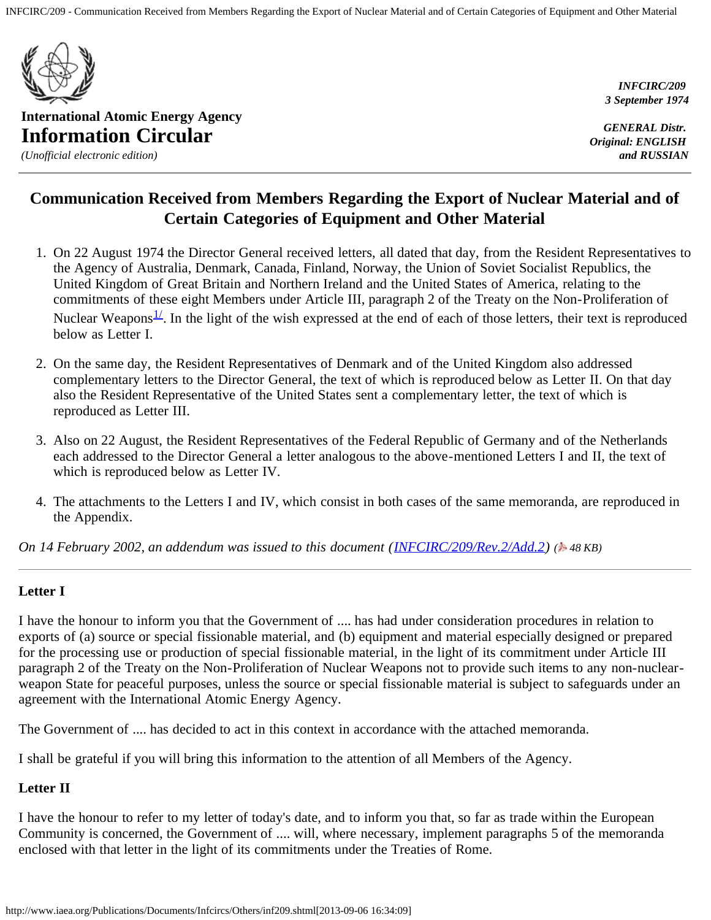**International Atomic Energy Agency**

# Information Circular

*(Unofficial electronic edition)*

*INFCIRC/209*
*3 September 1974*

*GENERAL Distr.*
*Original: ENGLISH and RUSSIAN*

---

## Communication Received from Members Regarding the Export of Nuclear Material and of Certain Categories of Equipment and Other Material

1. On 22 August 1974 the Director General received letters, all dated that day, from the Resident Representatives to the Agency of Australia, Denmark, Canada, Finland, Norway, the Union of Soviet Socialist Republics, the United Kingdom of Great Britain and Northern Ireland and the United States of America, relating to the commitments of these eight Members under Article III, paragraph 2 of the Treaty on the Non-Proliferation of Nuclear Weapons[1/]. In the light of the wish expressed at the end of each of those letters, their text is reproduced below as Letter I.

2. On the same day, the Resident Representatives of Denmark and of the United Kingdom also addressed complementary letters to the Director General, the text of which is reproduced below as Letter II. On that day also the Resident Representative of the United States sent a complementary letter, the text of which is reproduced as Letter III.

3. Also on 22 August, the Resident Representatives of the Federal Republic of Germany and of the Netherlands each addressed to the Director General a letter analogous to the above-mentioned Letters I and II, the text of which is reproduced below as Letter IV.

4. The attachments to the Letters I and IV, which consist in both cases of the same memoranda, are reproduced in the Appendix.

*On 14 February 2002, an addendum was issued to this document (INFCIRC/209/Rev.2/Add.2) (48 KB)*

---

### Letter I

I have the honour to inform you that the Government of .... has had under consideration procedures in relation to exports of (a) source or special fissionable material, and (b) equipment and material especially designed or prepared for the processing use or production of special fissionable material, in the light of its commitment under Article III paragraph 2 of the Treaty on the Non-Proliferation of Nuclear Weapons not to provide such items to any non-nuclear-weapon State for peaceful purposes, unless the source or special fissionable material is subject to safeguards under an agreement with the International Atomic Energy Agency.

The Government of .... has decided to act in this context in accordance with the attached memoranda.

I shall be grateful if you will bring this information to the attention of all Members of the Agency.

### Letter II

I have the honour to refer to my letter of today's date, and to inform you that, so far as trade within the European Community is concerned, the Government of .... will, where necessary, implement paragraphs 5 of the memoranda enclosed with that letter in the light of its commitments under the Treaties of Rome.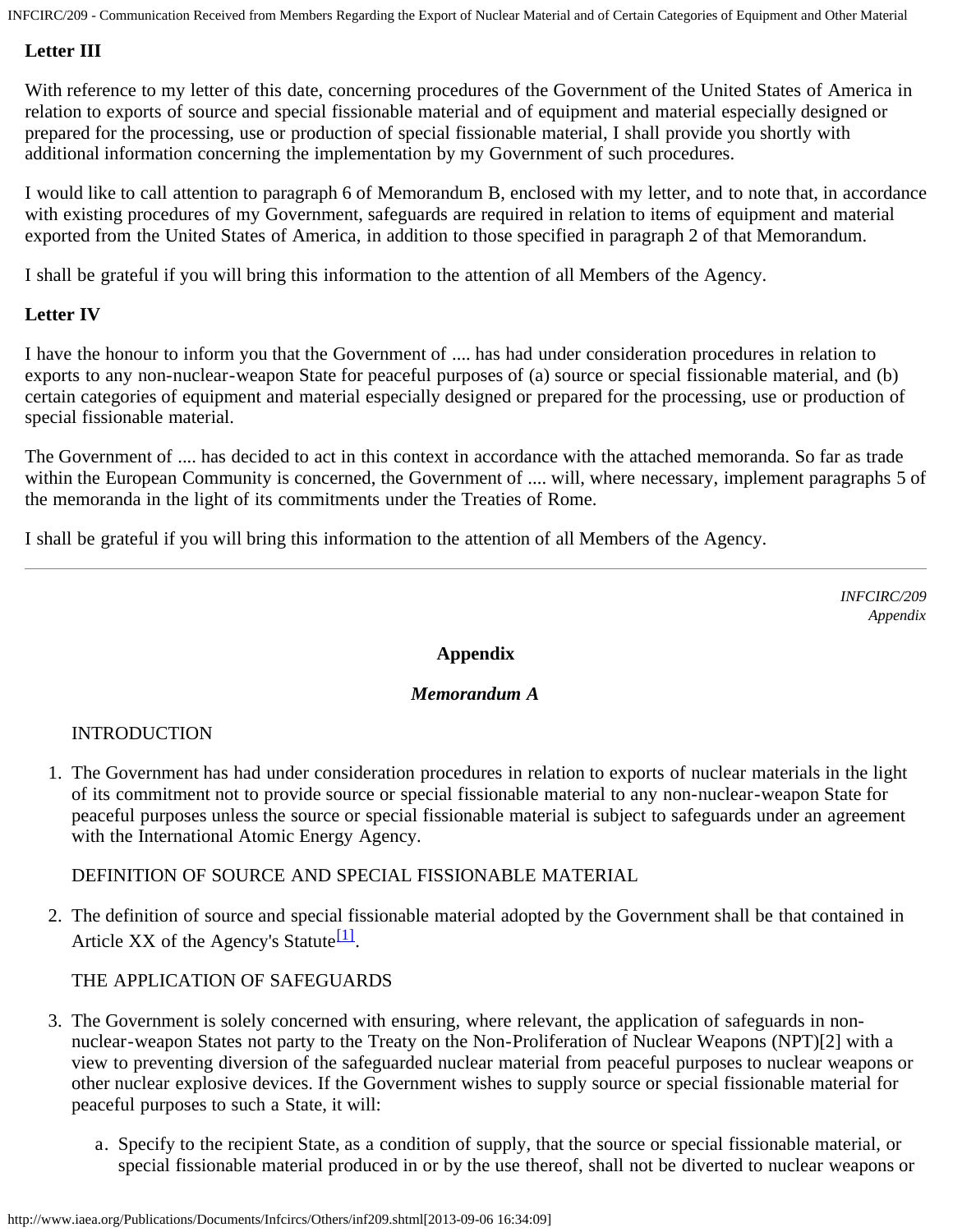**Letter III**

With reference to my letter of this date, concerning procedures of the Government of the United States of America in relation to exports of source and special fissionable material and of equipment and material especially designed or prepared for the processing, use or production of special fissionable material, I shall provide you shortly with additional information concerning the implementation by my Government of such procedures.

I would like to call attention to paragraph 6 of Memorandum B, enclosed with my letter, and to note that, in accordance with existing procedures of my Government, safeguards are required in relation to items of equipment and material exported from the United States of America, in addition to those specified in paragraph 2 of that Memorandum.

I shall be grateful if you will bring this information to the attention of all Members of the Agency.

**Letter IV**

I have the honour to inform you that the Government of .... has had under consideration procedures in relation to exports to any non-nuclear-weapon State for peaceful purposes of (a) source or special fissionable material, and (b) certain categories of equipment and material especially designed or prepared for the processing, use or production of special fissionable material.

The Government of .... has decided to act in this context in accordance with the attached memoranda. So far as trade within the European Community is concerned, the Government of .... will, where necessary, implement paragraphs 5 of the memoranda in the light of its commitments under the Treaties of Rome.

I shall be grateful if you will bring this information to the attention of all Members of the Agency.

---

*INFCIRC/209*
*Appendix*

## Appendix

### *Memorandum A*

INTRODUCTION

1. The Government has had under consideration procedures in relation to exports of nuclear materials in the light of its commitment not to provide source or special fissionable material to any non-nuclear-weapon State for peaceful purposes unless the source or special fissionable material is subject to safeguards under an agreement with the International Atomic Energy Agency.

DEFINITION OF SOURCE AND SPECIAL FISSIONABLE MATERIAL

2. The definition of source and special fissionable material adopted by the Government shall be that contained in Article XX of the Agency's Statute[1].

THE APPLICATION OF SAFEGUARDS

3. The Government is solely concerned with ensuring, where relevant, the application of safeguards in non-nuclear-weapon States not party to the Treaty on the Non-Proliferation of Nuclear Weapons (NPT)[2] with a view to preventing diversion of the safeguarded nuclear material from peaceful purposes to nuclear weapons or other nuclear explosive devices. If the Government wishes to supply source or special fissionable material for peaceful purposes to such a State, it will:

   a. Specify to the recipient State, as a condition of supply, that the source or special fissionable material, or special fissionable material produced in or by the use thereof, shall not be diverted to nuclear weapons or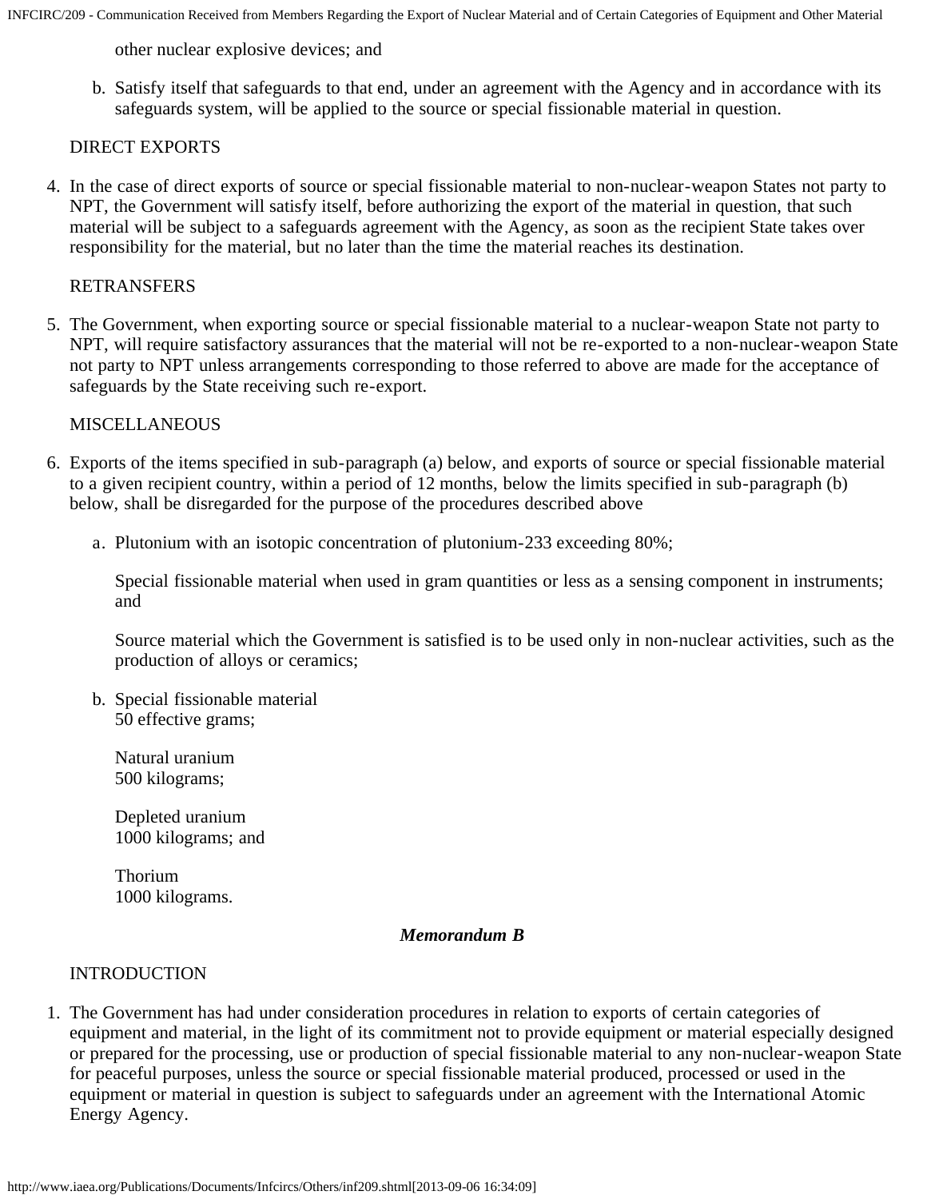other nuclear explosive devices; and

b. Satisfy itself that safeguards to that end, under an agreement with the Agency and in accordance with its safeguards system, will be applied to the source or special fissionable material in question.

DIRECT EXPORTS

4. In the case of direct exports of source or special fissionable material to non-nuclear-weapon States not party to NPT, the Government will satisfy itself, before authorizing the export of the material in question, that such material will be subject to a safeguards agreement with the Agency, as soon as the recipient State takes over responsibility for the material, but no later than the time the material reaches its destination.

RETRANSFERS

5. The Government, when exporting source or special fissionable material to a nuclear-weapon State not party to NPT, will require satisfactory assurances that the material will not be re-exported to a non-nuclear-weapon State not party to NPT unless arrangements corresponding to those referred to above are made for the acceptance of safeguards by the State receiving such re-export.

MISCELLANEOUS

6. Exports of the items specified in sub-paragraph (a) below, and exports of source or special fissionable material to a given recipient country, within a period of 12 months, below the limits specified in sub-paragraph (b) below, shall be disregarded for the purpose of the procedures described above

   a. Plutonium with an isotopic concentration of plutonium-233 exceeding 80%;

      Special fissionable material when used in gram quantities or less as a sensing component in instruments; and

      Source material which the Government is satisfied is to be used only in non-nuclear activities, such as the production of alloys or ceramics;

   b. Special fissionable material
      50 effective grams;

      Natural uranium
      500 kilograms;

      Depleted uranium
      1000 kilograms; and

      Thorium
      1000 kilograms.

***Memorandum B***

INTRODUCTION

1. The Government has had under consideration procedures in relation to exports of certain categories of equipment and material, in the light of its commitment not to provide equipment or material especially designed or prepared for the processing, use or production of special fissionable material to any non-nuclear-weapon State for peaceful purposes, unless the source or special fissionable material produced, processed or used in the equipment or material in question is subject to safeguards under an agreement with the International Atomic Energy Agency.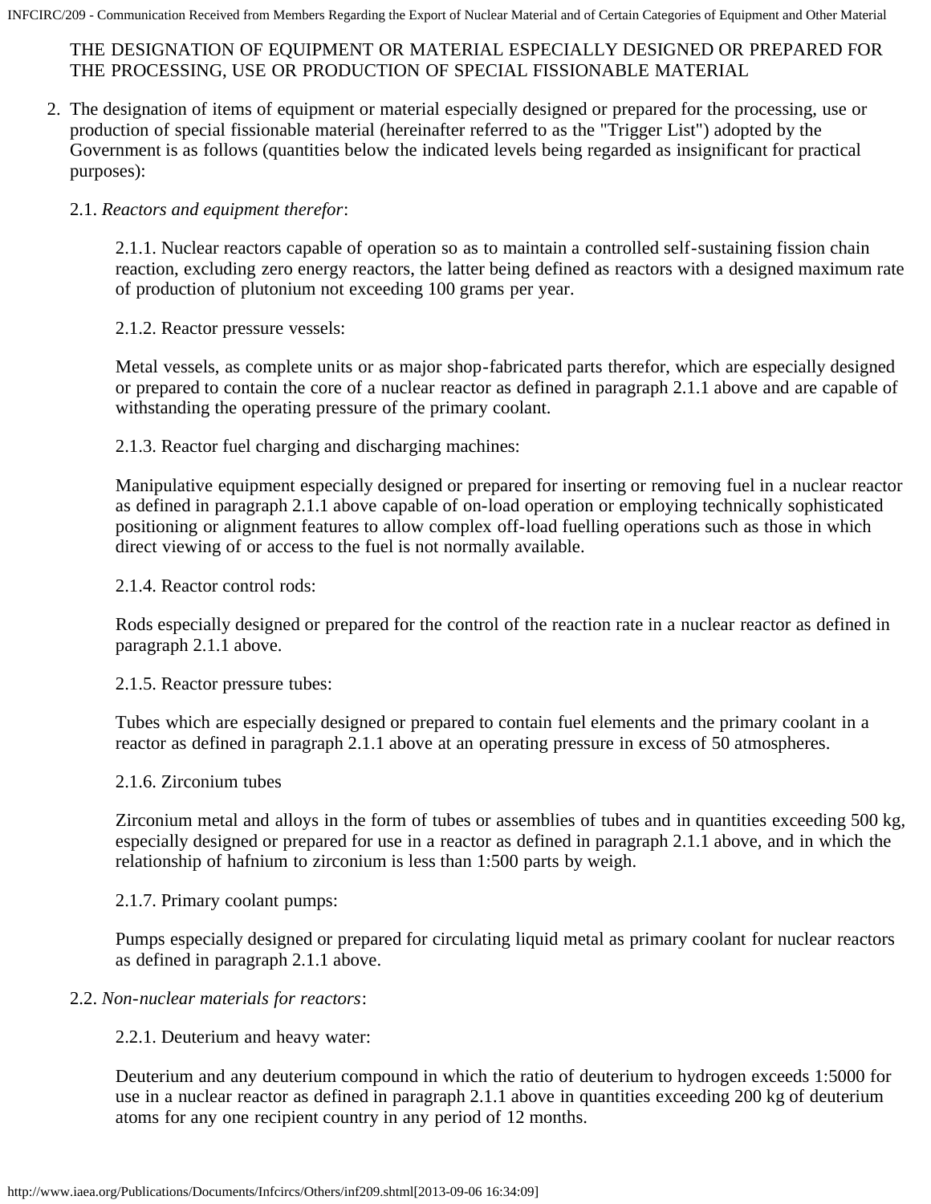THE DESIGNATION OF EQUIPMENT OR MATERIAL ESPECIALLY DESIGNED OR PREPARED FOR THE PROCESSING, USE OR PRODUCTION OF SPECIAL FISSIONABLE MATERIAL

2. The designation of items of equipment or material especially designed or prepared for the processing, use or production of special fissionable material (hereinafter referred to as the "Trigger List") adopted by the Government is as follows (quantities below the indicated levels being regarded as insignificant for practical purposes):

   2.1. *Reactors and equipment therefor*:

   2.1.1. Nuclear reactors capable of operation so as to maintain a controlled self-sustaining fission chain reaction, excluding zero energy reactors, the latter being defined as reactors with a designed maximum rate of production of plutonium not exceeding 100 grams per year.

   2.1.2. Reactor pressure vessels:

   Metal vessels, as complete units or as major shop-fabricated parts therefor, which are especially designed or prepared to contain the core of a nuclear reactor as defined in paragraph 2.1.1 above and are capable of withstanding the operating pressure of the primary coolant.

   2.1.3. Reactor fuel charging and discharging machines:

   Manipulative equipment especially designed or prepared for inserting or removing fuel in a nuclear reactor as defined in paragraph 2.1.1 above capable of on-load operation or employing technically sophisticated positioning or alignment features to allow complex off-load fuelling operations such as those in which direct viewing of or access to the fuel is not normally available.

   2.1.4. Reactor control rods:

   Rods especially designed or prepared for the control of the reaction rate in a nuclear reactor as defined in paragraph 2.1.1 above.

   2.1.5. Reactor pressure tubes:

   Tubes which are especially designed or prepared to contain fuel elements and the primary coolant in a reactor as defined in paragraph 2.1.1 above at an operating pressure in excess of 50 atmospheres.

   2.1.6. Zirconium tubes

   Zirconium metal and alloys in the form of tubes or assemblies of tubes and in quantities exceeding 500 kg, especially designed or prepared for use in a reactor as defined in paragraph 2.1.1 above, and in which the relationship of hafnium to zirconium is less than 1:500 parts by weigh.

   2.1.7. Primary coolant pumps:

   Pumps especially designed or prepared for circulating liquid metal as primary coolant for nuclear reactors as defined in paragraph 2.1.1 above.

   2.2. *Non-nuclear materials for reactors*:

   2.2.1. Deuterium and heavy water:

   Deuterium and any deuterium compound in which the ratio of deuterium to hydrogen exceeds 1:5000 for use in a nuclear reactor as defined in paragraph 2.1.1 above in quantities exceeding 200 kg of deuterium atoms for any one recipient country in any period of 12 months.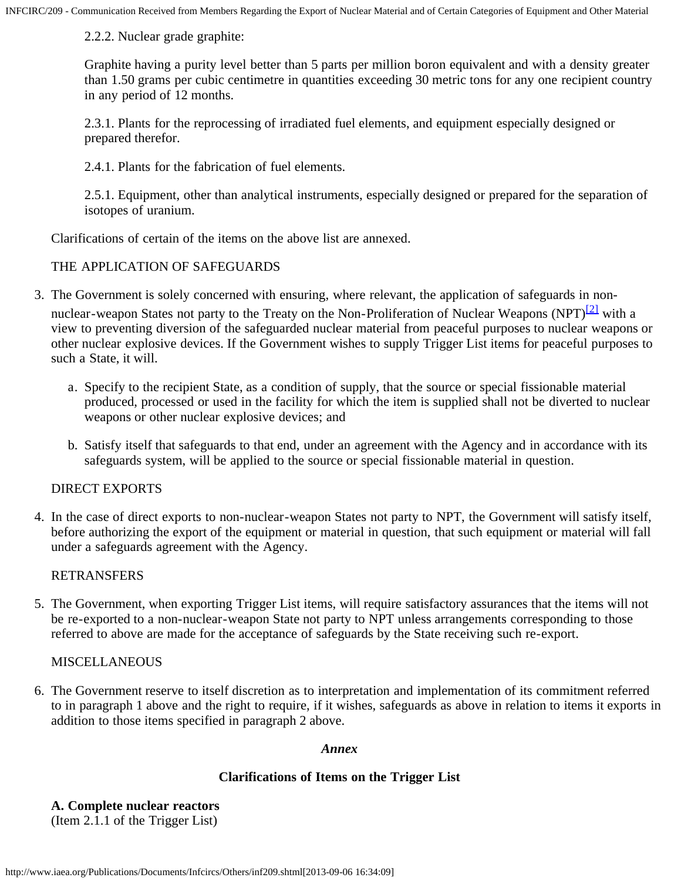2.2.2. Nuclear grade graphite:

Graphite having a purity level better than 5 parts per million boron equivalent and with a density greater than 1.50 grams per cubic centimetre in quantities exceeding 30 metric tons for any one recipient country in any period of 12 months.

2.3.1. Plants for the reprocessing of irradiated fuel elements, and equipment especially designed or prepared therefor.

2.4.1. Plants for the fabrication of fuel elements.

2.5.1. Equipment, other than analytical instruments, especially designed or prepared for the separation of isotopes of uranium.

Clarifications of certain of the items on the above list are annexed.

THE APPLICATION OF SAFEGUARDS

3. The Government is solely concerned with ensuring, where relevant, the application of safeguards in non-nuclear-weapon States not party to the Treaty on the Non-Proliferation of Nuclear Weapons (NPT)[2] with a view to preventing diversion of the safeguarded nuclear material from peaceful purposes to nuclear weapons or other nuclear explosive devices. If the Government wishes to supply Trigger List items for peaceful purposes to such a State, it will.

   a. Specify to the recipient State, as a condition of supply, that the source or special fissionable material produced, processed or used in the facility for which the item is supplied shall not be diverted to nuclear weapons or other nuclear explosive devices; and

   b. Satisfy itself that safeguards to that end, under an agreement with the Agency and in accordance with its safeguards system, will be applied to the source or special fissionable material in question.

DIRECT EXPORTS

4. In the case of direct exports to non-nuclear-weapon States not party to NPT, the Government will satisfy itself, before authorizing the export of the equipment or material in question, that such equipment or material will fall under a safeguards agreement with the Agency.

RETRANSFERS

5. The Government, when exporting Trigger List items, will require satisfactory assurances that the items will not be re-exported to a non-nuclear-weapon State not party to NPT unless arrangements corresponding to those referred to above are made for the acceptance of safeguards by the State receiving such re-export.

MISCELLANEOUS

6. The Government reserve to itself discretion as to interpretation and implementation of its commitment referred to in paragraph 1 above and the right to require, if it wishes, safeguards as above in relation to items it exports in addition to those items specified in paragraph 2 above.

*Annex*

**Clarifications of Items on the Trigger List**

**A. Complete nuclear reactors**
(Item 2.1.1 of the Trigger List)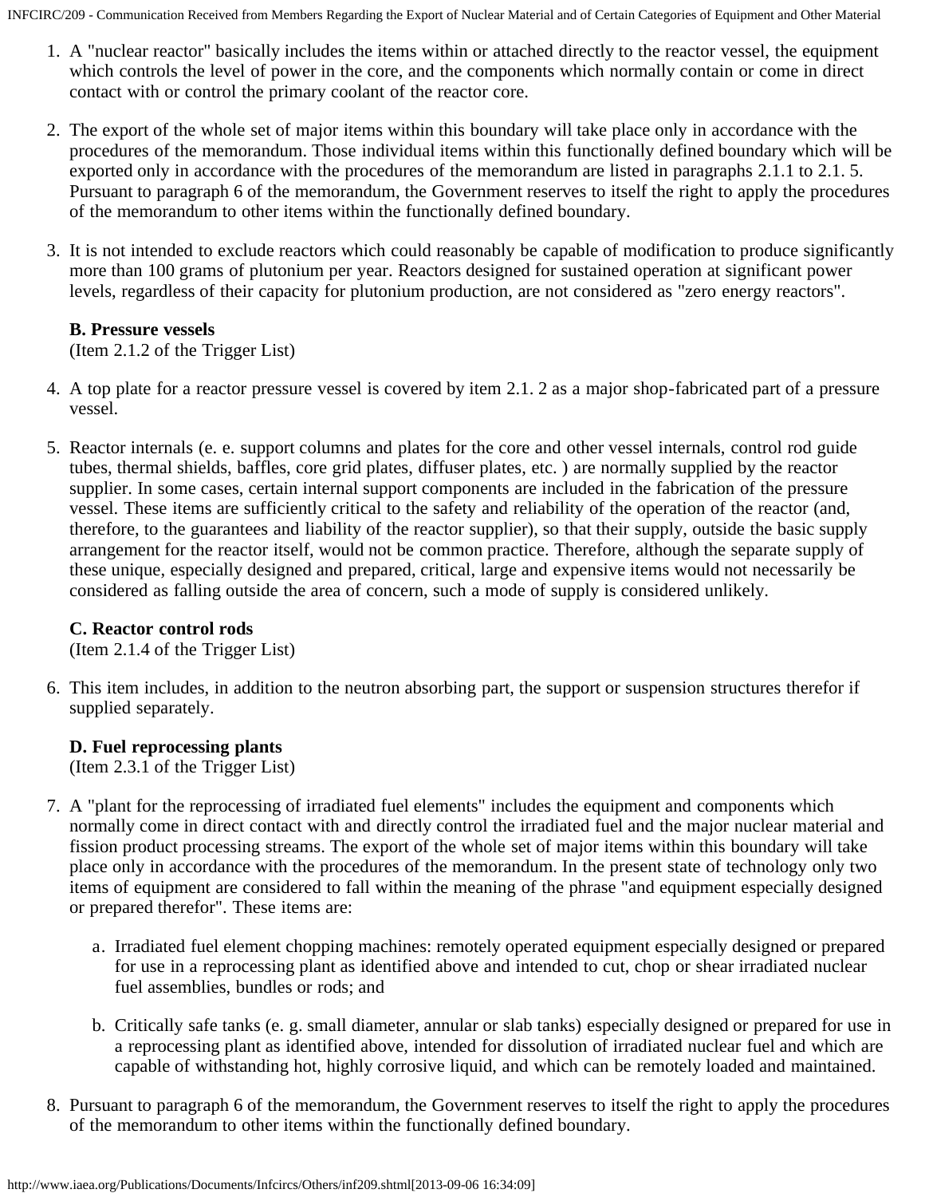1. A "nuclear reactor" basically includes the items within or attached directly to the reactor vessel, the equipment which controls the level of power in the core, and the components which normally contain or come in direct contact with or control the primary coolant of the reactor core.

2. The export of the whole set of major items within this boundary will take place only in accordance with the procedures of the memorandum. Those individual items within this functionally defined boundary which will be exported only in accordance with the procedures of the memorandum are listed in paragraphs 2.1.1 to 2.1. 5. Pursuant to paragraph 6 of the memorandum, the Government reserves to itself the right to apply the procedures of the memorandum to other items within the functionally defined boundary.

3. It is not intended to exclude reactors which could reasonably be capable of modification to produce significantly more than 100 grams of plutonium per year. Reactors designed for sustained operation at significant power levels, regardless of their capacity for plutonium production, are not considered as "zero energy reactors".

**B. Pressure vessels**
(Item 2.1.2 of the Trigger List)

4. A top plate for a reactor pressure vessel is covered by item 2.1. 2 as a major shop-fabricated part of a pressure vessel.

5. Reactor internals (e. e. support columns and plates for the core and other vessel internals, control rod guide tubes, thermal shields, baffles, core grid plates, diffuser plates, etc. ) are normally supplied by the reactor supplier. In some cases, certain internal support components are included in the fabrication of the pressure vessel. These items are sufficiently critical to the safety and reliability of the operation of the reactor (and, therefore, to the guarantees and liability of the reactor supplier), so that their supply, outside the basic supply arrangement for the reactor itself, would not be common practice. Therefore, although the separate supply of these unique, especially designed and prepared, critical, large and expensive items would not necessarily be considered as falling outside the area of concern, such a mode of supply is considered unlikely.

**C. Reactor control rods**
(Item 2.1.4 of the Trigger List)

6. This item includes, in addition to the neutron absorbing part, the support or suspension structures therefor if supplied separately.

**D. Fuel reprocessing plants**
(Item 2.3.1 of the Trigger List)

7. A "plant for the reprocessing of irradiated fuel elements" includes the equipment and components which normally come in direct contact with and directly control the irradiated fuel and the major nuclear material and fission product processing streams. The export of the whole set of major items within this boundary will take place only in accordance with the procedures of the memorandum. In the present state of technology only two items of equipment are considered to fall within the meaning of the phrase "and equipment especially designed or prepared therefor". These items are:

   a. Irradiated fuel element chopping machines: remotely operated equipment especially designed or prepared for use in a reprocessing plant as identified above and intended to cut, chop or shear irradiated nuclear fuel assemblies, bundles or rods; and

   b. Critically safe tanks (e. g. small diameter, annular or slab tanks) especially designed or prepared for use in a reprocessing plant as identified above, intended for dissolution of irradiated nuclear fuel and which are capable of withstanding hot, highly corrosive liquid, and which can be remotely loaded and maintained.

8. Pursuant to paragraph 6 of the memorandum, the Government reserves to itself the right to apply the procedures of the memorandum to other items within the functionally defined boundary.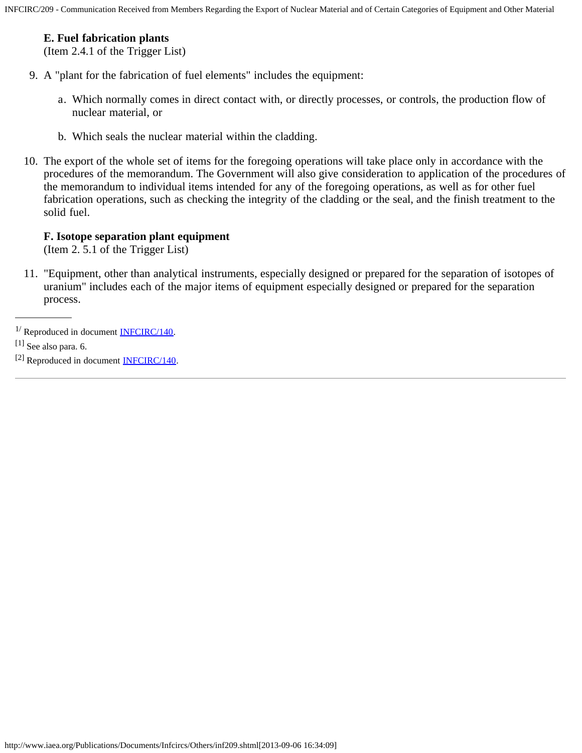**E. Fuel fabrication plants**
(Item 2.4.1 of the Trigger List)

9. A "plant for the fabrication of fuel elements" includes the equipment:

   a. Which normally comes in direct contact with, or directly processes, or controls, the production flow of nuclear material, or

   b. Which seals the nuclear material within the cladding.

10. The export of the whole set of items for the foregoing operations will take place only in accordance with the procedures of the memorandum. The Government will also give consideration to application of the procedures of the memorandum to individual items intended for any of the foregoing operations, as well as for other fuel fabrication operations, such as checking the integrity of the cladding or the seal, and the finish treatment to the solid fuel.

**F. Isotope separation plant equipment**
(Item 2. 5.1 of the Trigger List)

11. "Equipment, other than analytical instruments, especially designed or prepared for the separation of isotopes of uranium" includes each of the major items of equipment especially designed or prepared for the separation process.

---

1/ Reproduced in document INFCIRC/140.

[1] See also para. 6.

[2] Reproduced in document INFCIRC/140.